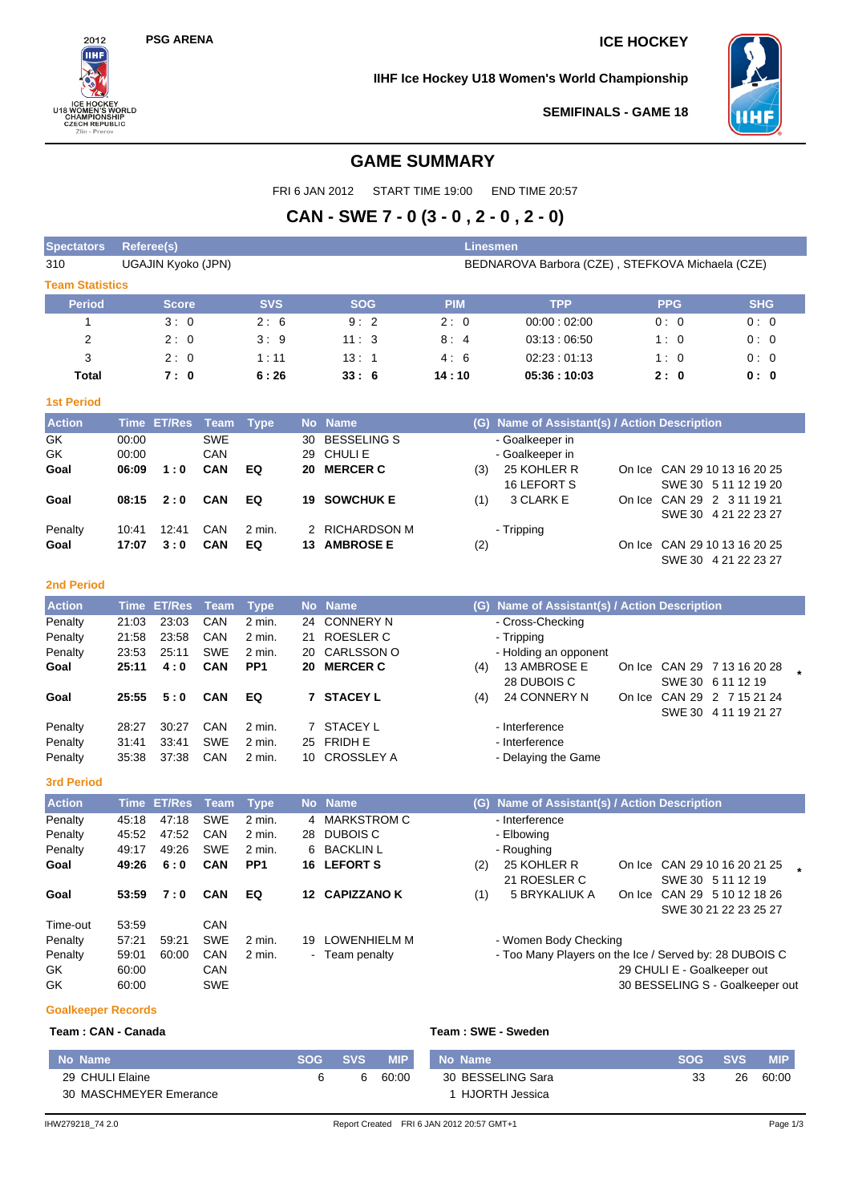2012 PSG ARENA

ICE HOCKEY U18 WOMEN'S WORLD CHAMPIONSHIP CZECH REPUBLIC Zlin - Prerov

**ICE HOCKEY**

**IIHF Ice Hockey U18 Women's World Championship**

**SEMIFINALS - GAME 18**

# GAME SUMMARY

FRI 6 JAN 2012 START TIME 19:00 END TIME 20:57

## CAN - SWE 7 - 0 (3 - 0 , 2 - 0 , 2 - 0)

| Spectators | Referee(s) | Linesmen |
|---|---|---|
| 310 | UGAJIN Kyoko (JPN) | BEDNAROVA Barbora (CZE) , STEFKOVA Michaela (CZE) |

### Team Statistics

| Period | Score | SVS | SOG | PIM | TPP | PPG | SHG |
|---|---|---|---|---|---|---|---|
| 1 | 3 : 0 | 2 : 6 | 9 : 2 | 2 : 0 | 00:00 : 02:00 | 0 : 0 | 0 : 0 |
| 2 | 2 : 0 | 3 : 9 | 11 : 3 | 8 : 4 | 03:13 : 06:50 | 1 : 0 | 0 : 0 |
| 3 | 2 : 0 | 1 : 11 | 13 : 1 | 4 : 6 | 02:23 : 01:13 | 1 : 0 | 0 : 0 |
| **Total** | **7 : 0** | **6 : 26** | **33 : 6** | **14 : 10** | **05:36 : 10:03** | **2 : 0** | **0 : 0** |

### 1st Period

| Action | Time | ET/Res | Team | Type | No | Name | (G) | Name of Assistant(s) / Action Description | | |
|---|---|---|---|---|---|---|---|---|---|---|
| GK | 00:00 | | SWE | | 30 | BESSELING S | | - Goalkeeper in | | |
| GK | 00:00 | | CAN | | 29 | CHULI E | | - Goalkeeper in | | |
| **Goal** | **06:09** | **1 : 0** | **CAN** | **EQ** | **20** | **MERCER C** | (3) | 25 KOHLER R<br>16 LEFORT S | On Ice | CAN 29 10 13 16 20 25<br>SWE 30 5 11 12 19 20 |
| **Goal** | **08:15** | **2 : 0** | **CAN** | **EQ** | **19** | **SOWCHUK E** | (1) | 3 CLARK E | On Ice | CAN 29 2 3 11 19 21<br>SWE 30 4 21 22 23 27 |
| Penalty | 10:41 | 12:41 | CAN | 2 min. | 2 | RICHARDSON M | | - Tripping | | |
| **Goal** | **17:07** | **3 : 0** | **CAN** | **EQ** | **13** | **AMBROSE E** | (2) | | On Ice | CAN 29 10 13 16 20 25<br>SWE 30 4 21 22 23 27 |

### 2nd Period

| Action | Time | ET/Res | Team | Type | No | Name | (G) | Name of Assistant(s) / Action Description | | |
|---|---|---|---|---|---|---|---|---|---|---|
| Penalty | 21:03 | 23:03 | CAN | 2 min. | 24 | CONNERY N | | - Cross-Checking | | |
| Penalty | 21:58 | 23:58 | CAN | 2 min. | 21 | ROESLER C | | - Tripping | | |
| Penalty | 23:53 | 25:11 | SWE | 2 min. | 20 | CARLSSON O | | - Holding an opponent | | |
| **Goal** | **25:11** | **4 : 0** | **CAN** | **PP1** | **20** | **MERCER C** | (4) | 13 AMBROSE E<br>28 DUBOIS C | On Ice | CAN 29 7 13 16 20 28 *<br>SWE 30 6 11 12 19 |
| **Goal** | **25:55** | **5 : 0** | **CAN** | **EQ** | **7** | **STACEY L** | (4) | 24 CONNERY N | On Ice | CAN 29 2 7 15 21 24<br>SWE 30 4 11 19 21 27 |
| Penalty | 28:27 | 30:27 | CAN | 2 min. | 7 | STACEY L | | - Interference | | |
| Penalty | 31:41 | 33:41 | SWE | 2 min. | 25 | FRIDH E | | - Interference | | |
| Penalty | 35:38 | 37:38 | CAN | 2 min. | 10 | CROSSLEY A | | - Delaying the Game | | |

### 3rd Period

| Action | Time | ET/Res | Team | Type | No | Name | (G) | Name of Assistant(s) / Action Description | | |
|---|---|---|---|---|---|---|---|---|---|---|
| Penalty | 45:18 | 47:18 | SWE | 2 min. | 4 | MARKSTROM C | | - Interference | | |
| Penalty | 45:52 | 47:52 | CAN | 2 min. | 28 | DUBOIS C | | - Elbowing | | |
| Penalty | 49:17 | 49:26 | SWE | 2 min. | 6 | BACKLIN L | | - Roughing | | |
| **Goal** | **49:26** | **6 : 0** | **CAN** | **PP1** | **16** | **LEFORT S** | (2) | 25 KOHLER R<br>21 ROESLER C | On Ice | CAN 29 10 16 20 21 25 *<br>SWE 30 5 11 12 19 |
| **Goal** | **53:59** | **7 : 0** | **CAN** | **EQ** | **12** | **CAPIZZANO K** | (1) | 5 BRYKALIUK A | On Ice | CAN 29 5 10 12 18 26<br>SWE 30 21 22 23 25 27 |
| Time-out | 53:59 | | CAN | | | | | | | |
| Penalty | 57:21 | 59:21 | SWE | 2 min. | 19 | LOWENHIELM M | | - Women Body Checking | | |
| Penalty | 59:01 | 60:00 | CAN | 2 min. | - | Team penalty | | - Too Many Players on the Ice / Served by: 28 DUBOIS C | | |
| GK | 60:00 | | CAN | | | | | | | 29 CHULI E - Goalkeeper out |
| GK | 60:00 | | SWE | | | | | | | 30 BESSELING S - Goalkeeper out |

### Goalkeeper Records

**Team : CAN - Canada**

| No | Name | SOG | SVS | MIP |
|---|---|---|---|---|
| 29 | CHULI Elaine | 6 | 6 | 60:00 |
| 30 | MASCHMEYER Emerance | | | |

**Team : SWE - Sweden**

| No | Name | SOG | SVS | MIP |
|---|---|---|---|---|
| 30 | BESSELING Sara | 33 | 26 | 60:00 |
| 1 | HJORTH Jessica | | | |

IHW279218_74 2.0 Report Created FRI 6 JAN 2012 20:57 GMT+1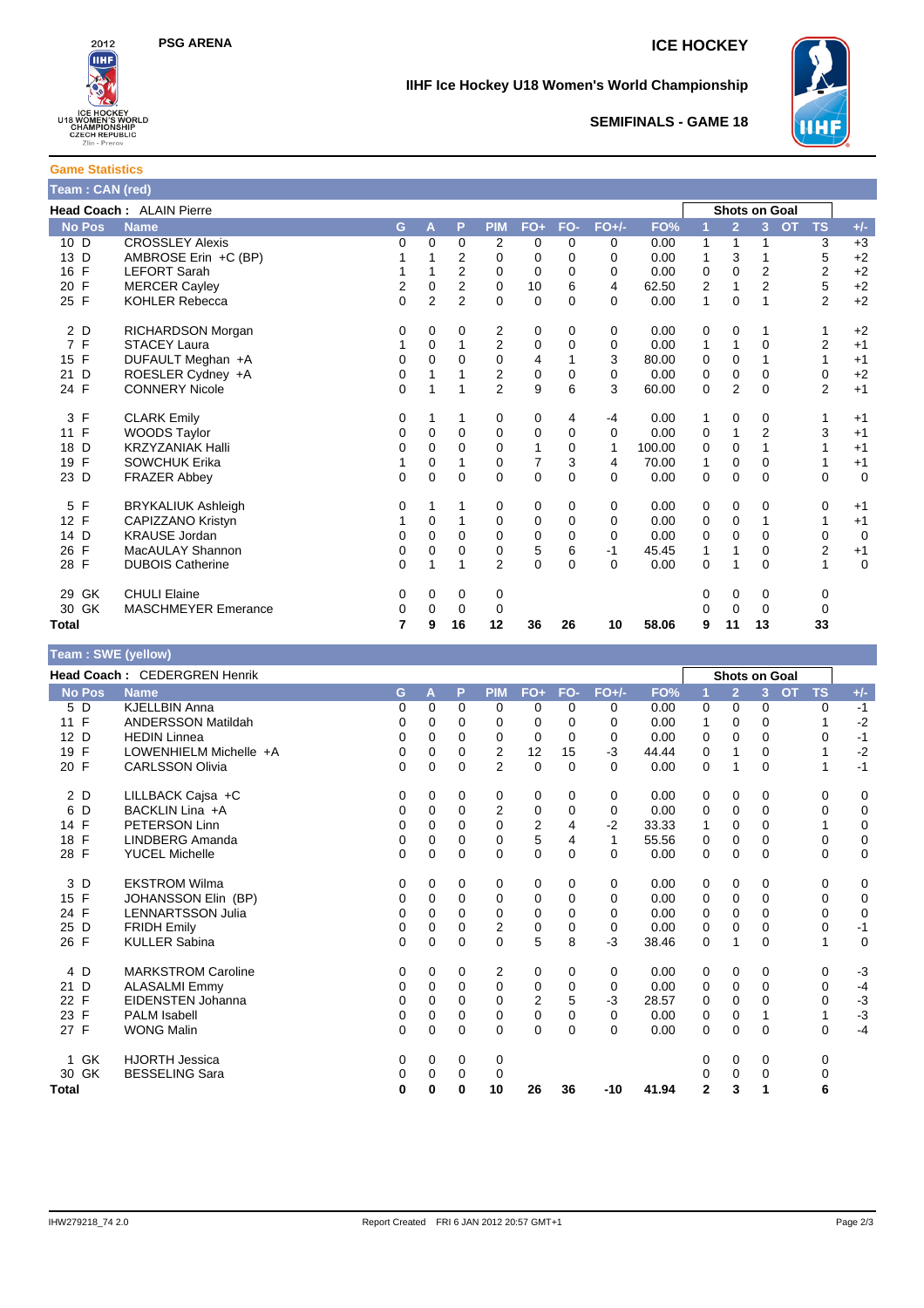PSG ARENA

ICE HOCKEY

IIHF Ice Hockey U18 Women's World Championship

SEMIFINALS - GAME 18

## Game Statistics

### Team : CAN (red)

**Head Coach :** ALAIN Pierre

| No | Pos | Name | G | A | P | PIM | FO+ | FO- | FO+/- | FO% | Shots on Goal 1 | 2 | 3 | OT | TS | +/- |
|---|---|---|---|---|---|---|---|---|---|---|---|---|---|---|---|---|
| 10 | D | CROSSLEY Alexis | 0 | 0 | 0 | 2 | 0 | 0 | 0 | 0.00 | 1 | 1 | 1 | | 3 | +3 |
| 13 | D | AMBROSE Erin +C (BP) | 1 | 1 | 2 | 0 | 0 | 0 | 0 | 0.00 | 1 | 3 | 1 | | 5 | +2 |
| 16 | F | LEFORT Sarah | 1 | 1 | 2 | 0 | 0 | 0 | 0 | 0.00 | 0 | 0 | 2 | | 2 | +2 |
| 20 | F | MERCER Cayley | 2 | 0 | 2 | 0 | 10 | 6 | 4 | 62.50 | 2 | 1 | 2 | | 5 | +2 |
| 25 | F | KOHLER Rebecca | 0 | 2 | 2 | 0 | 0 | 0 | 0 | 0.00 | 1 | 0 | 1 | | 2 | +2 |
| 2 | D | RICHARDSON Morgan | 0 | 0 | 0 | 2 | 0 | 0 | 0 | 0.00 | 0 | 0 | 1 | | 1 | +2 |
| 7 | F | STACEY Laura | 1 | 0 | 1 | 2 | 0 | 0 | 0 | 0.00 | 1 | 1 | 0 | | 2 | +1 |
| 15 | F | DUFAULT Meghan +A | 0 | 0 | 0 | 0 | 4 | 1 | 3 | 80.00 | 0 | 0 | 1 | | 1 | +1 |
| 21 | D | ROESLER Cydney +A | 0 | 1 | 1 | 2 | 0 | 0 | 0 | 0.00 | 0 | 0 | 0 | | 0 | +2 |
| 24 | F | CONNERY Nicole | 0 | 1 | 1 | 2 | 9 | 6 | 3 | 60.00 | 0 | 2 | 0 | | 2 | +1 |
| 3 | F | CLARK Emily | 0 | 1 | 1 | 0 | 0 | 4 | -4 | 0.00 | 1 | 0 | 0 | | 1 | +1 |
| 11 | F | WOODS Taylor | 0 | 0 | 0 | 0 | 0 | 0 | 0 | 0.00 | 0 | 1 | 2 | | 3 | +1 |
| 18 | D | KRZYZANIAK Halli | 0 | 0 | 0 | 0 | 1 | 0 | 1 | 100.00 | 0 | 0 | 1 | | 1 | +1 |
| 19 | F | SOWCHUK Erika | 1 | 0 | 1 | 0 | 7 | 3 | 4 | 70.00 | 1 | 0 | 0 | | 1 | +1 |
| 23 | D | FRAZER Abbey | 0 | 0 | 0 | 0 | 0 | 0 | 0 | 0.00 | 0 | 0 | 0 | | 0 | 0 |
| 5 | F | BRYKALIUK Ashleigh | 0 | 1 | 1 | 0 | 0 | 0 | 0 | 0.00 | 0 | 0 | 0 | | 0 | +1 |
| 12 | F | CAPIZZANO Kristyn | 1 | 0 | 1 | 0 | 0 | 0 | 0 | 0.00 | 0 | 0 | 1 | | 1 | +1 |
| 14 | D | KRAUSE Jordan | 0 | 0 | 0 | 0 | 0 | 0 | 0 | 0.00 | 0 | 0 | 0 | | 0 | 0 |
| 26 | F | MacAULAY Shannon | 0 | 0 | 0 | 0 | 5 | 6 | -1 | 45.45 | 1 | 1 | 0 | | 2 | +1 |
| 28 | F | DUBOIS Catherine | 0 | 1 | 1 | 2 | 0 | 0 | 0 | 0.00 | 0 | 1 | 0 | | 1 | 0 |
| 29 | GK | CHULI Elaine | 0 | 0 | 0 | 0 | | | | | 0 | 0 | 0 | | 0 | |
| 30 | GK | MASCHMEYER Emerance | 0 | 0 | 0 | 0 | | | | | 0 | 0 | 0 | | 0 | |
| **Total** | | | **7** | **9** | **16** | **12** | **36** | **26** | **10** | **58.06** | **9** | **11** | **13** | | **33** | |

### Team : SWE (yellow)

**Head Coach :** CEDERGREN Henrik

| No | Pos | Name | G | A | P | PIM | FO+ | FO- | FO+/- | FO% | Shots on Goal 1 | 2 | 3 | OT | TS | +/- |
|---|---|---|---|---|---|---|---|---|---|---|---|---|---|---|---|---|
| 5 | D | KJELLBIN Anna | 0 | 0 | 0 | 0 | 0 | 0 | 0 | 0.00 | 0 | 0 | 0 | | 0 | -1 |
| 11 | F | ANDERSSON Matildah | 0 | 0 | 0 | 0 | 0 | 0 | 0 | 0.00 | 1 | 0 | 0 | | 1 | -2 |
| 12 | D | HEDIN Linnea | 0 | 0 | 0 | 0 | 0 | 0 | 0 | 0.00 | 0 | 0 | 0 | | 0 | -1 |
| 19 | F | LOWENHIELM Michelle +A | 0 | 0 | 0 | 2 | 12 | 15 | -3 | 44.44 | 0 | 1 | 0 | | 1 | -2 |
| 20 | F | CARLSSON Olivia | 0 | 0 | 0 | 2 | 0 | 0 | 0 | 0.00 | 0 | 1 | 0 | | 1 | -1 |
| 2 | D | LILLBACK Cajsa +C | 0 | 0 | 0 | 0 | 0 | 0 | 0 | 0.00 | 0 | 0 | 0 | | 0 | 0 |
| 6 | D | BACKLIN Lina +A | 0 | 0 | 0 | 2 | 0 | 0 | 0 | 0.00 | 0 | 0 | 0 | | 0 | 0 |
| 14 | F | PETERSON Linn | 0 | 0 | 0 | 0 | 2 | 4 | -2 | 33.33 | 1 | 0 | 0 | | 1 | 0 |
| 18 | F | LINDBERG Amanda | 0 | 0 | 0 | 0 | 5 | 4 | 1 | 55.56 | 0 | 0 | 0 | | 0 | 0 |
| 28 | F | YUCEL Michelle | 0 | 0 | 0 | 0 | 0 | 0 | 0 | 0.00 | 0 | 0 | 0 | | 0 | 0 |
| 3 | D | EKSTROM Wilma | 0 | 0 | 0 | 0 | 0 | 0 | 0 | 0.00 | 0 | 0 | 0 | | 0 | 0 |
| 15 | F | JOHANSSON Elin (BP) | 0 | 0 | 0 | 0 | 0 | 0 | 0 | 0.00 | 0 | 0 | 0 | | 0 | 0 |
| 24 | F | LENNARTSSON Julia | 0 | 0 | 0 | 0 | 0 | 0 | 0 | 0.00 | 0 | 0 | 0 | | 0 | 0 |
| 25 | D | FRIDH Emily | 0 | 0 | 0 | 2 | 0 | 0 | 0 | 0.00 | 0 | 0 | 0 | | 0 | -1 |
| 26 | F | KULLER Sabina | 0 | 0 | 0 | 0 | 5 | 8 | -3 | 38.46 | 0 | 1 | 0 | | 1 | 0 |
| 4 | D | MARKSTROM Caroline | 0 | 0 | 0 | 2 | 0 | 0 | 0 | 0.00 | 0 | 0 | 0 | | 0 | -3 |
| 21 | D | ALASALMI Emmy | 0 | 0 | 0 | 0 | 0 | 0 | 0 | 0.00 | 0 | 0 | 0 | | 0 | -4 |
| 22 | F | EIDENSTEN Johanna | 0 | 0 | 0 | 0 | 2 | 5 | -3 | 28.57 | 0 | 0 | 0 | | 0 | -3 |
| 23 | F | PALM Isabell | 0 | 0 | 0 | 0 | 0 | 0 | 0 | 0.00 | 0 | 0 | 1 | | 1 | -3 |
| 27 | F | WONG Malin | 0 | 0 | 0 | 0 | 0 | 0 | 0 | 0.00 | 0 | 0 | 0 | | 0 | -4 |
| 1 | GK | HJORTH Jessica | 0 | 0 | 0 | 0 | | | | | 0 | 0 | 0 | | 0 | |
| 30 | GK | BESSELING Sara | 0 | 0 | 0 | 0 | | | | | 0 | 0 | 0 | | 0 | |
| **Total** | | | **0** | **0** | **0** | **10** | **26** | **36** | **-10** | **41.94** | **2** | **3** | **1** | | **6** | |

IHW279218_74 2.0 Report Created FRI 6 JAN 2012 20:57 GMT+1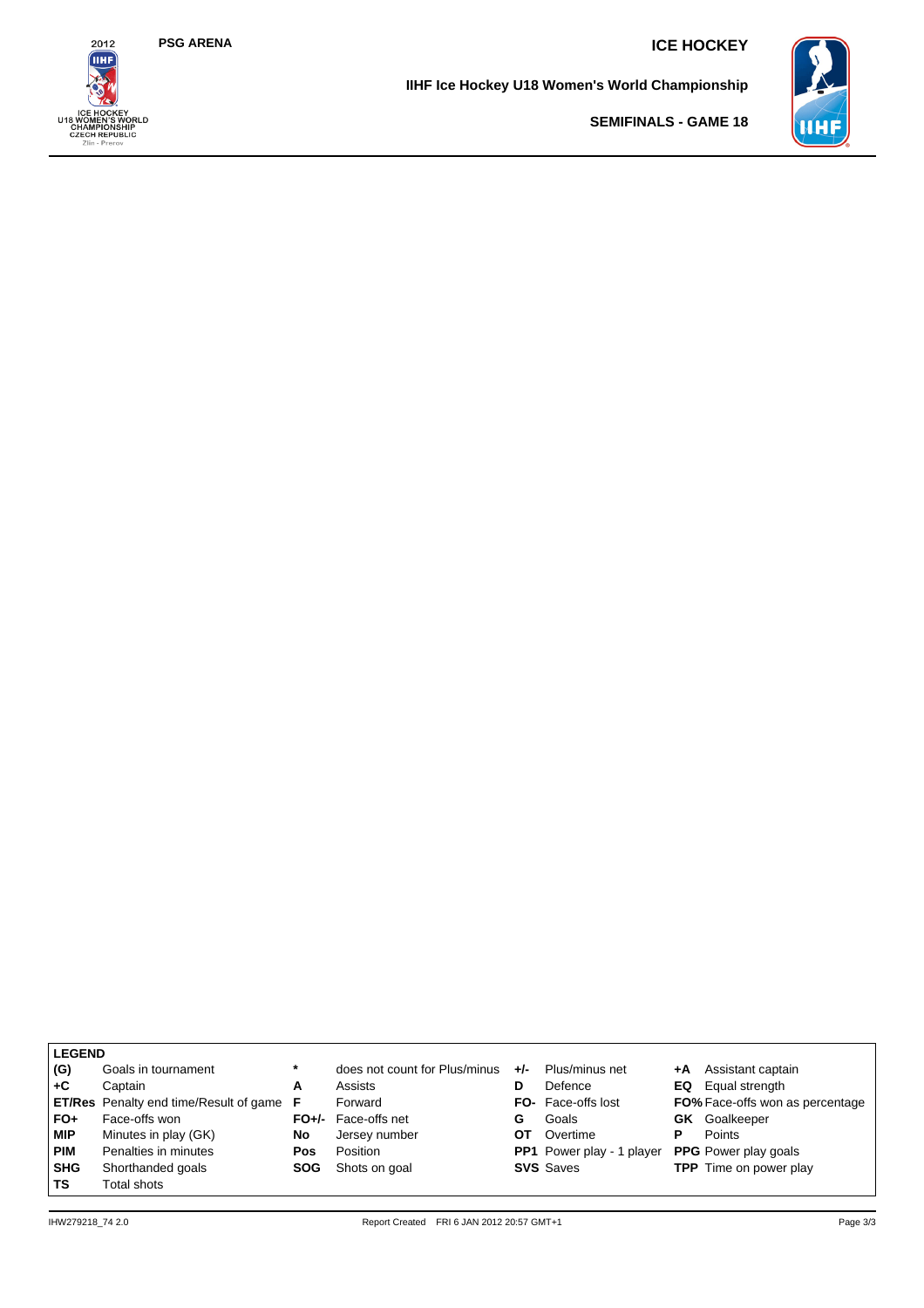PSG ARENA

ICE HOCKEY

IIHF Ice Hockey U18 Women's World Championship

SEMIFINALS - GAME 18

**LEGEND**

| | | | | | | | |
|---|---|---|---|---|---|---|---|
| **(G)** | Goals in tournament | ***** | does not count for Plus/minus | **+/-** | Plus/minus net | **+A** | Assistant captain |
| **+C** | Captain | **A** | Assists | **D** | Defence | **EQ** | Equal strength |
| **ET/Res** | Penalty end time/Result of game | **F** | Forward | **FO-** | Face-offs lost | **FO%** | Face-offs won as percentage |
| **FO+** | Face-offs won | **FO+/-** | Face-offs net | **G** | Goals | **GK** | Goalkeeper |
| **MIP** | Minutes in play (GK) | **No** | Jersey number | **OT** | Overtime | **P** | Points |
| **PIM** | Penalties in minutes | **Pos** | Position | **PP1** | Power play - 1 player | **PPG** | Power play goals |
| **SHG** | Shorthanded goals | **SOG** | Shots on goal | **SVS** | Saves | **TPP** | Time on power play |
| **TS** | Total shots | | | | | | |

IHW279218_74 2.0 Report Created FRI 6 JAN 2012 20:57 GMT+1